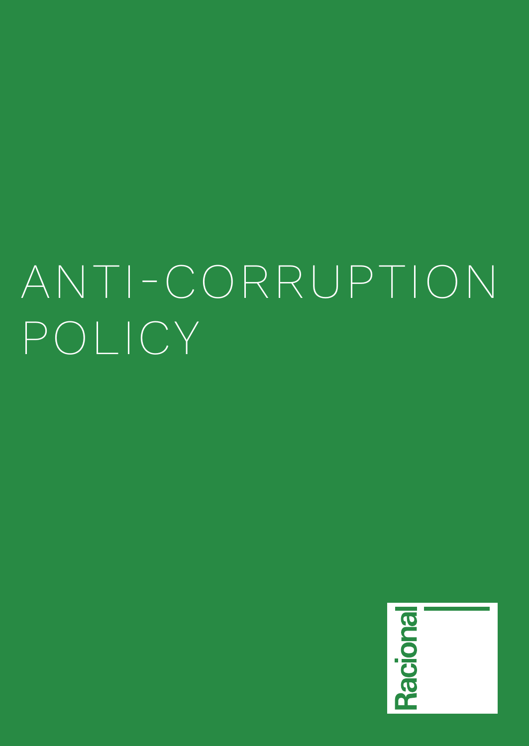# ANTI-CORRUPTION POLICY

Racional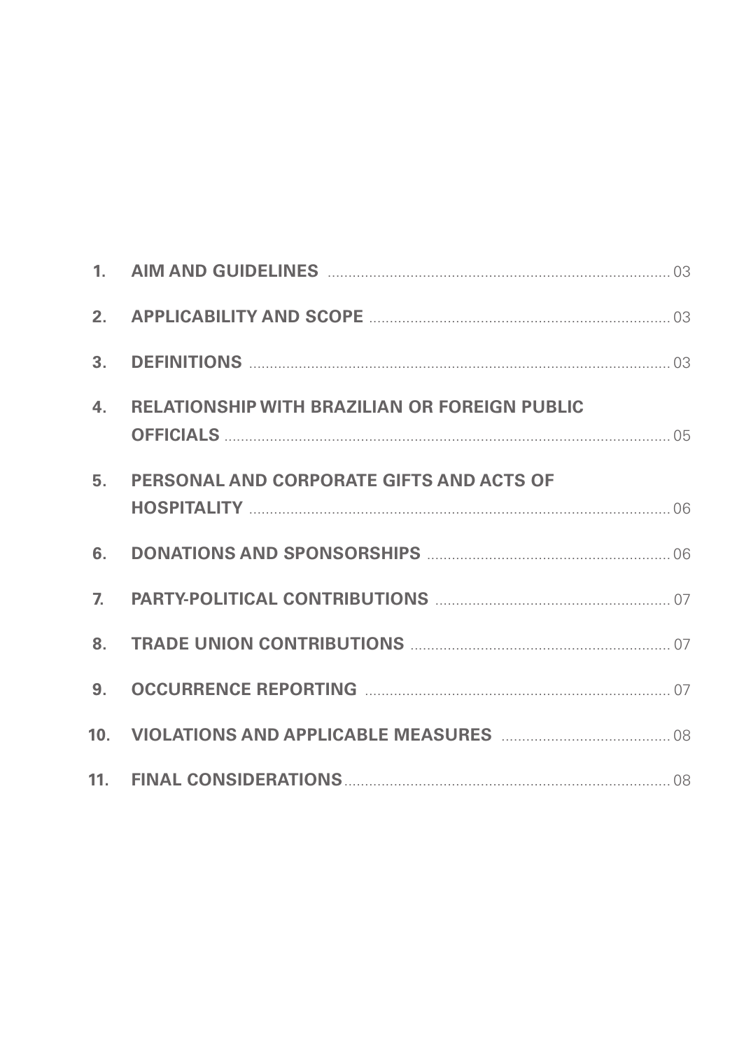| | | |
|---|---|---|
| 1. | **AIM AND GUIDELINES** | 03 |
| 2. | **APPLICABILITY AND SCOPE** | 03 |
| 3. | **DEFINITIONS** | 03 |
| 4. | **RELATIONSHIP WITH BRAZILIAN OR FOREIGN PUBLIC OFFICIALS** | 05 |
| 5. | **PERSONAL AND CORPORATE GIFTS AND ACTS OF HOSPITALITY** | 06 |
| 6. | **DONATIONS AND SPONSORSHIPS** | 06 |
| 7. | **PARTY-POLITICAL CONTRIBUTIONS** | 07 |
| 8. | **TRADE UNION CONTRIBUTIONS** | 07 |
| 9. | **OCCURRENCE REPORTING** | 07 |
| 10. | **VIOLATIONS AND APPLICABLE MEASURES** | 08 |
| 11. | **FINAL CONSIDERATIONS** | 08 |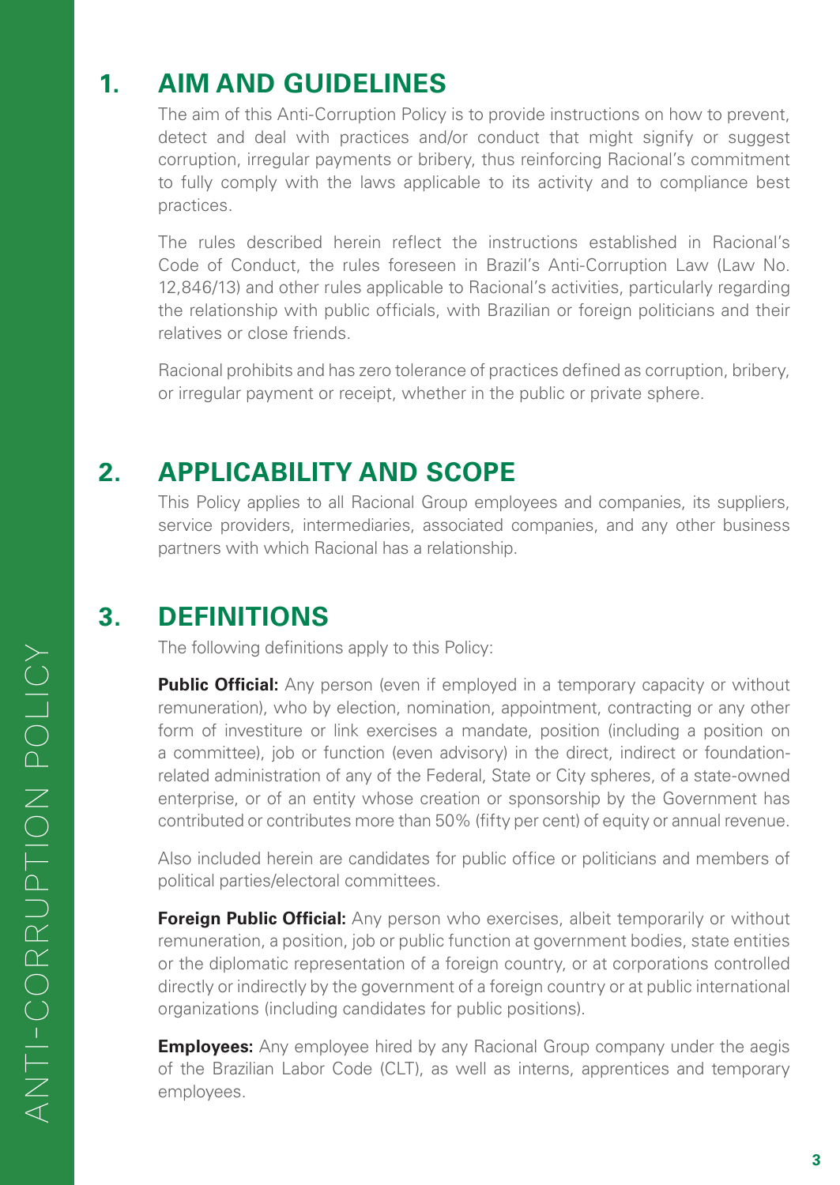## 1. AIM AND GUIDELINES

The aim of this Anti-Corruption Policy is to provide instructions on how to prevent, detect and deal with practices and/or conduct that might signify or suggest corruption, irregular payments or bribery, thus reinforcing Racional's commitment to fully comply with the laws applicable to its activity and to compliance best practices.

The rules described herein reflect the instructions established in Racional's Code of Conduct, the rules foreseen in Brazil's Anti-Corruption Law (Law No. 12,846/13) and other rules applicable to Racional's activities, particularly regarding the relationship with public officials, with Brazilian or foreign politicians and their relatives or close friends.

Racional prohibits and has zero tolerance of practices defined as corruption, bribery, or irregular payment or receipt, whether in the public or private sphere.

## 2. APPLICABILITY AND SCOPE

This Policy applies to all Racional Group employees and companies, its suppliers, service providers, intermediaries, associated companies, and any other business partners with which Racional has a relationship.

## 3. DEFINITIONS

The following definitions apply to this Policy:

**Public Official:** Any person (even if employed in a temporary capacity or without remuneration), who by election, nomination, appointment, contracting or any other form of investiture or link exercises a mandate, position (including a position on a committee), job or function (even advisory) in the direct, indirect or foundation-related administration of any of the Federal, State or City spheres, of a state-owned enterprise, or of an entity whose creation or sponsorship by the Government has contributed or contributes more than 50% (fifty per cent) of equity or annual revenue.

Also included herein are candidates for public office or politicians and members of political parties/electoral committees.

**Foreign Public Official:** Any person who exercises, albeit temporarily or without remuneration, a position, job or public function at government bodies, state entities or the diplomatic representation of a foreign country, or at corporations controlled directly or indirectly by the government of a foreign country or at public international organizations (including candidates for public positions).

**Employees:** Any employee hired by any Racional Group company under the aegis of the Brazilian Labor Code (CLT), as well as interns, apprentices and temporary employees.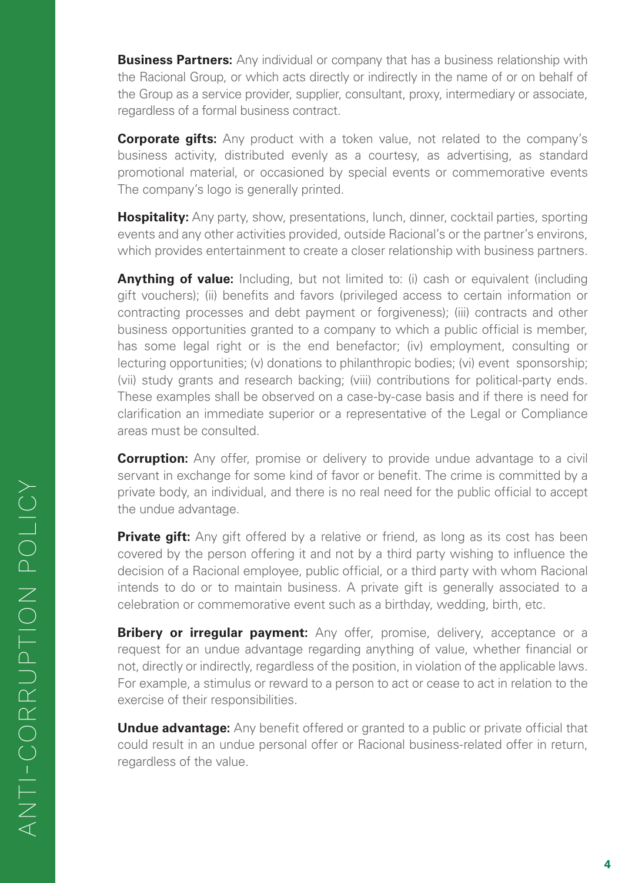**Business Partners:** Any individual or company that has a business relationship with the Racional Group, or which acts directly or indirectly in the name of or on behalf of the Group as a service provider, supplier, consultant, proxy, intermediary or associate, regardless of a formal business contract.

**Corporate gifts:** Any product with a token value, not related to the company's business activity, distributed evenly as a courtesy, as advertising, as standard promotional material, or occasioned by special events or commemorative events The company's logo is generally printed.

**Hospitality:** Any party, show, presentations, lunch, dinner, cocktail parties, sporting events and any other activities provided, outside Racional's or the partner's environs, which provides entertainment to create a closer relationship with business partners.

**Anything of value:** Including, but not limited to: (i) cash or equivalent (including gift vouchers); (ii) benefits and favors (privileged access to certain information or contracting processes and debt payment or forgiveness); (iii) contracts and other business opportunities granted to a company to which a public official is member, has some legal right or is the end benefactor; (iv) employment, consulting or lecturing opportunities; (v) donations to philanthropic bodies; (vi) event sponsorship; (vii) study grants and research backing; (viii) contributions for political-party ends. These examples shall be observed on a case-by-case basis and if there is need for clarification an immediate superior or a representative of the Legal or Compliance areas must be consulted.

**Corruption:** Any offer, promise or delivery to provide undue advantage to a civil servant in exchange for some kind of favor or benefit. The crime is committed by a private body, an individual, and there is no real need for the public official to accept the undue advantage.

**Private gift:** Any gift offered by a relative or friend, as long as its cost has been covered by the person offering it and not by a third party wishing to influence the decision of a Racional employee, public official, or a third party with whom Racional intends to do or to maintain business. A private gift is generally associated to a celebration or commemorative event such as a birthday, wedding, birth, etc.

**Bribery or irregular payment:** Any offer, promise, delivery, acceptance or a request for an undue advantage regarding anything of value, whether financial or not, directly or indirectly, regardless of the position, in violation of the applicable laws. For example, a stimulus or reward to a person to act or cease to act in relation to the exercise of their responsibilities.

**Undue advantage:** Any benefit offered or granted to a public or private official that could result in an undue personal offer or Racional business-related offer in return, regardless of the value.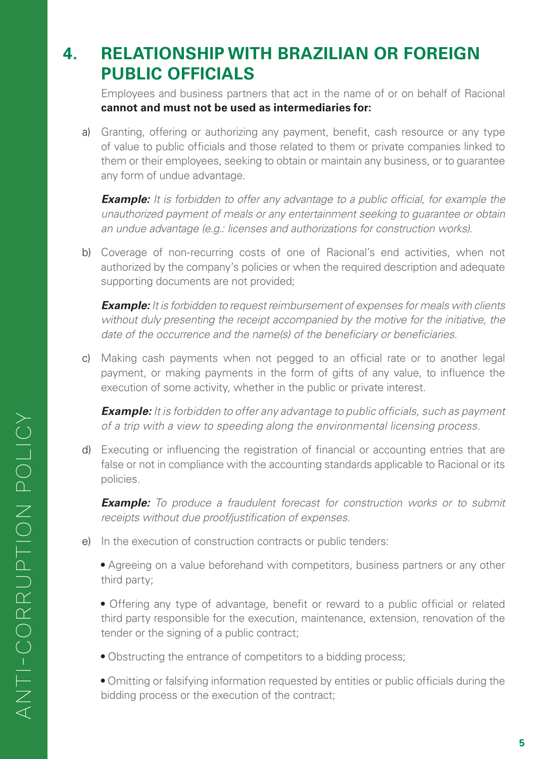# 4. RELATIONSHIP WITH BRAZILIAN OR FOREIGN PUBLIC OFFICIALS

Employees and business partners that act in the name of or on behalf of Racional **cannot and must not be used as intermediaries for:**

a) Granting, offering or authorizing any payment, benefit, cash resource or any type of value to public officials and those related to them or private companies linked to them or their employees, seeking to obtain or maintain any business, or to guarantee any form of undue advantage.

***Example:*** *It is forbidden to offer any advantage to a public official, for example the unauthorized payment of meals or any entertainment seeking to guarantee or obtain an undue advantage (e.g.: licenses and authorizations for construction works).*

b) Coverage of non-recurring costs of one of Racional's end activities, when not authorized by the company's policies or when the required description and adequate supporting documents are not provided;

***Example:*** *It is forbidden to request reimbursement of expenses for meals with clients without duly presenting the receipt accompanied by the motive for the initiative, the date of the occurrence and the name(s) of the beneficiary or beneficiaries.*

c) Making cash payments when not pegged to an official rate or to another legal payment, or making payments in the form of gifts of any value, to influence the execution of some activity, whether in the public or private interest.

***Example:*** *It is forbidden to offer any advantage to public officials, such as payment of a trip with a view to speeding along the environmental licensing process.*

d) Executing or influencing the registration of financial or accounting entries that are false or not in compliance with the accounting standards applicable to Racional or its policies.

***Example:*** *To produce a fraudulent forecast for construction works or to submit receipts without due proof/justification of expenses.*

e) In the execution of construction contracts or public tenders:

- Agreeing on a value beforehand with competitors, business partners or any other third party;
- Offering any type of advantage, benefit or reward to a public official or related third party responsible for the execution, maintenance, extension, renovation of the tender or the signing of a public contract;
- Obstructing the entrance of competitors to a bidding process;
- Omitting or falsifying information requested by entities or public officials during the bidding process or the execution of the contract;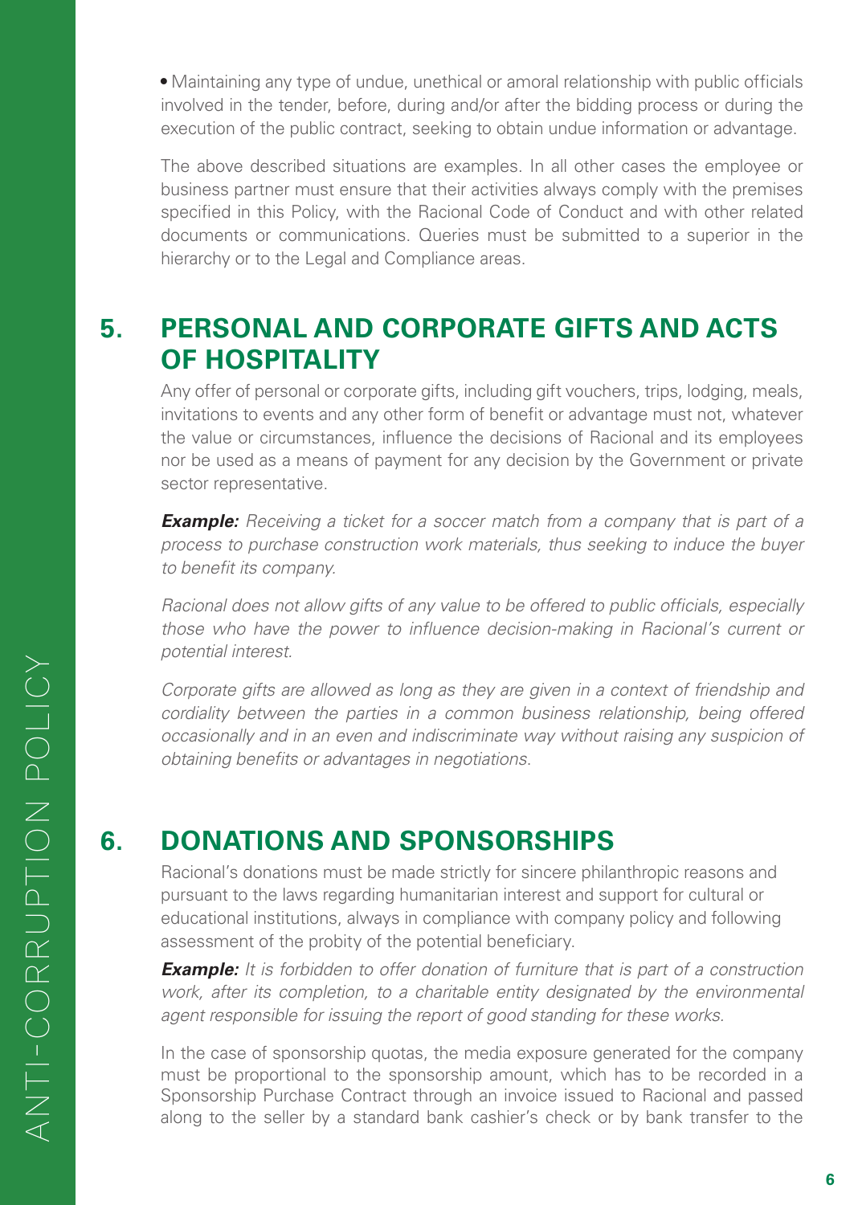- Maintaining any type of undue, unethical or amoral relationship with public officials involved in the tender, before, during and/or after the bidding process or during the execution of the public contract, seeking to obtain undue information or advantage.

The above described situations are examples. In all other cases the employee or business partner must ensure that their activities always comply with the premises specified in this Policy, with the Racional Code of Conduct and with other related documents or communications. Queries must be submitted to a superior in the hierarchy or to the Legal and Compliance areas.

## 5. PERSONAL AND CORPORATE GIFTS AND ACTS OF HOSPITALITY

Any offer of personal or corporate gifts, including gift vouchers, trips, lodging, meals, invitations to events and any other form of benefit or advantage must not, whatever the value or circumstances, influence the decisions of Racional and its employees nor be used as a means of payment for any decision by the Government or private sector representative.

***Example:*** *Receiving a ticket for a soccer match from a company that is part of a process to purchase construction work materials, thus seeking to induce the buyer to benefit its company.*

*Racional does not allow gifts of any value to be offered to public officials, especially those who have the power to influence decision-making in Racional's current or potential interest.*

*Corporate gifts are allowed as long as they are given in a context of friendship and cordiality between the parties in a common business relationship, being offered occasionally and in an even and indiscriminate way without raising any suspicion of obtaining benefits or advantages in negotiations.*

## 6. DONATIONS AND SPONSORSHIPS

Racional's donations must be made strictly for sincere philanthropic reasons and pursuant to the laws regarding humanitarian interest and support for cultural or educational institutions, always in compliance with company policy and following assessment of the probity of the potential beneficiary.

***Example:*** *It is forbidden to offer donation of furniture that is part of a construction work, after its completion, to a charitable entity designated by the environmental agent responsible for issuing the report of good standing for these works.*

In the case of sponsorship quotas, the media exposure generated for the company must be proportional to the sponsorship amount, which has to be recorded in a Sponsorship Purchase Contract through an invoice issued to Racional and passed along to the seller by a standard bank cashier's check or by bank transfer to the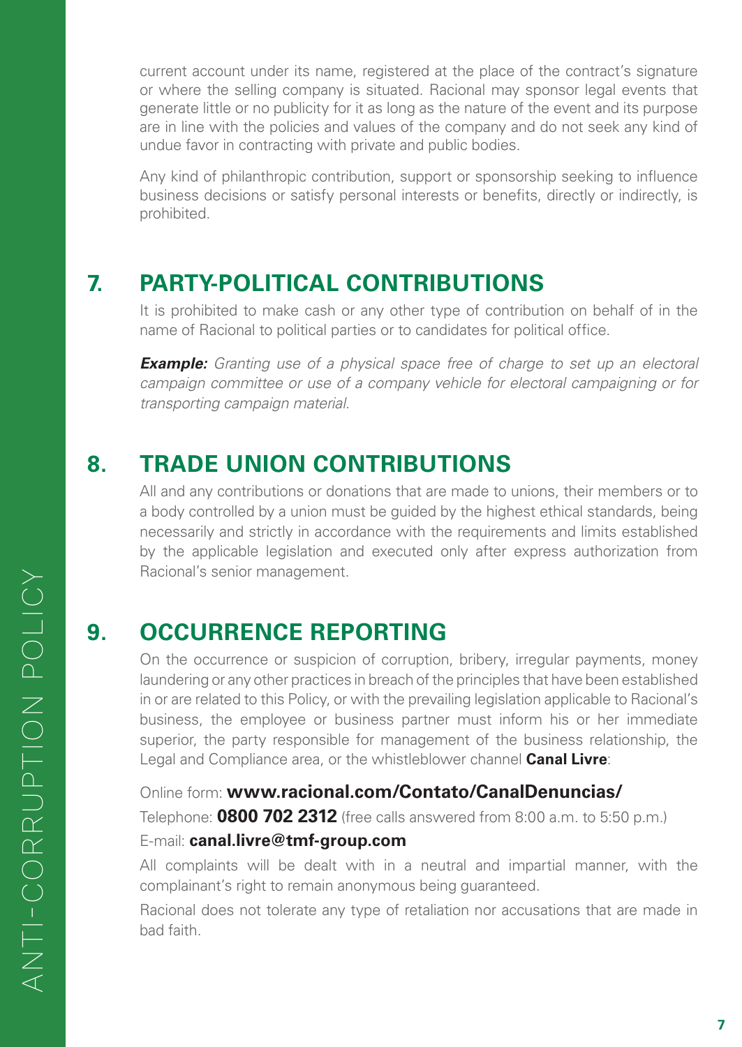current account under its name, registered at the place of the contract's signature or where the selling company is situated. Racional may sponsor legal events that generate little or no publicity for it as long as the nature of the event and its purpose are in line with the policies and values of the company and do not seek any kind of undue favor in contracting with private and public bodies.

Any kind of philanthropic contribution, support or sponsorship seeking to influence business decisions or satisfy personal interests or benefits, directly or indirectly, is prohibited.

## 7. PARTY-POLITICAL CONTRIBUTIONS

It is prohibited to make cash or any other type of contribution on behalf of in the name of Racional to political parties or to candidates for political office.

***Example:*** *Granting use of a physical space free of charge to set up an electoral campaign committee or use of a company vehicle for electoral campaigning or for transporting campaign material.*

## 8. TRADE UNION CONTRIBUTIONS

All and any contributions or donations that are made to unions, their members or to a body controlled by a union must be guided by the highest ethical standards, being necessarily and strictly in accordance with the requirements and limits established by the applicable legislation and executed only after express authorization from Racional's senior management.

## 9. OCCURRENCE REPORTING

On the occurrence or suspicion of corruption, bribery, irregular payments, money laundering or any other practices in breach of the principles that have been established in or are related to this Policy, or with the prevailing legislation applicable to Racional's business, the employee or business partner must inform his or her immediate superior, the party responsible for management of the business relationship, the Legal and Compliance area, or the whistleblower channel **Canal Livre**:

Online form: **www.racional.com/Contato/CanalDenuncias/**

Telephone: **0800 702 2312** (free calls answered from 8:00 a.m. to 5:50 p.m.)

E-mail: **canal.livre@tmf-group.com**

All complaints will be dealt with in a neutral and impartial manner, with the complainant's right to remain anonymous being guaranteed.

Racional does not tolerate any type of retaliation nor accusations that are made in bad faith.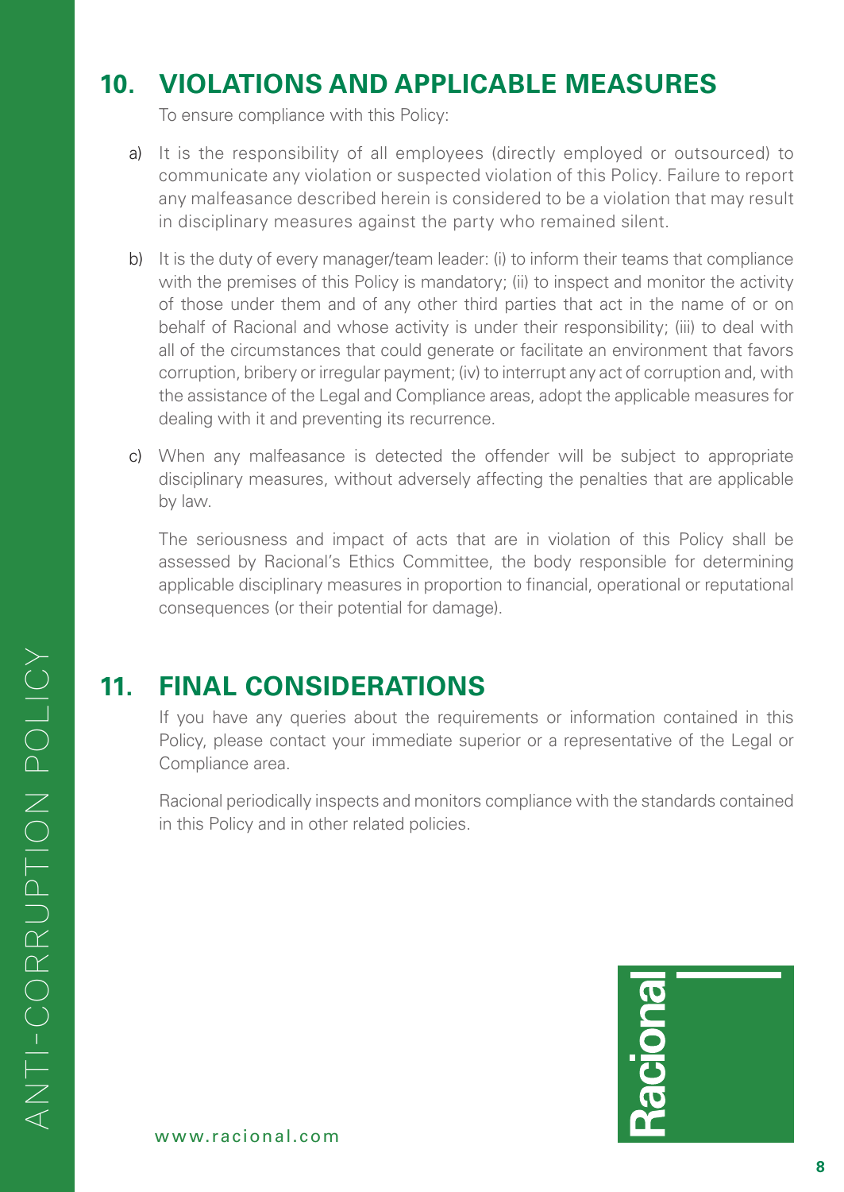## 10. VIOLATIONS AND APPLICABLE MEASURES

To ensure compliance with this Policy:

a) It is the responsibility of all employees (directly employed or outsourced) to communicate any violation or suspected violation of this Policy. Failure to report any malfeasance described herein is considered to be a violation that may result in disciplinary measures against the party who remained silent.

b) It is the duty of every manager/team leader: (i) to inform their teams that compliance with the premises of this Policy is mandatory; (ii) to inspect and monitor the activity of those under them and of any other third parties that act in the name of or on behalf of Racional and whose activity is under their responsibility; (iii) to deal with all of the circumstances that could generate or facilitate an environment that favors corruption, bribery or irregular payment; (iv) to interrupt any act of corruption and, with the assistance of the Legal and Compliance areas, adopt the applicable measures for dealing with it and preventing its recurrence.

c) When any malfeasance is detected the offender will be subject to appropriate disciplinary measures, without adversely affecting the penalties that are applicable by law.

The seriousness and impact of acts that are in violation of this Policy shall be assessed by Racional's Ethics Committee, the body responsible for determining applicable disciplinary measures in proportion to financial, operational or reputational consequences (or their potential for damage).

## 11. FINAL CONSIDERATIONS

If you have any queries about the requirements or information contained in this Policy, please contact your immediate superior or a representative of the Legal or Compliance area.

Racional periodically inspects and monitors compliance with the standards contained in this Policy and in other related policies.

www.racional.com

Racional